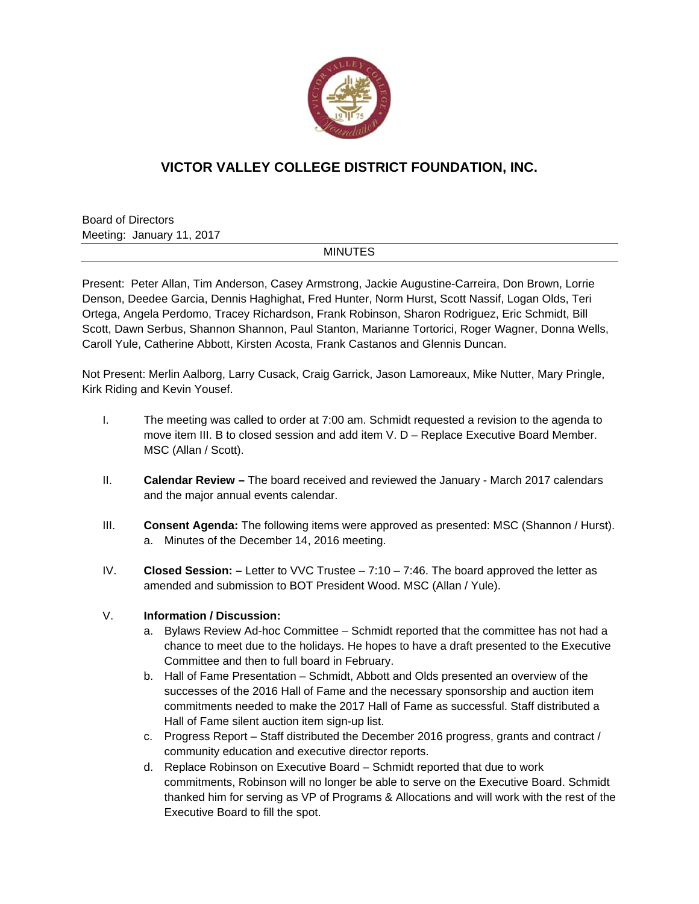# VICTOR VALLEY COLLEGE DISTRICT FOUNDATION, INC.

Board of Directors
Meeting: January 11, 2017

MINUTES

---

Present: Peter Allan, Tim Anderson, Casey Armstrong, Jackie Augustine-Carreira, Don Brown, Lorrie Denson, Deedee Garcia, Dennis Haghighat, Fred Hunter, Norm Hurst, Scott Nassif, Logan Olds, Teri Ortega, Angela Perdomo, Tracey Richardson, Frank Robinson, Sharon Rodriguez, Eric Schmidt, Bill Scott, Dawn Serbus, Shannon Shannon, Paul Stanton, Marianne Tortorici, Roger Wagner, Donna Wells, Caroll Yule, Catherine Abbott, Kirsten Acosta, Frank Castanos and Glennis Duncan.

Not Present: Merlin Aalborg, Larry Cusack, Craig Garrick, Jason Lamoreaux, Mike Nutter, Mary Pringle, Kirk Riding and Kevin Yousef.

I. The meeting was called to order at 7:00 am. Schmidt requested a revision to the agenda to move item III. B to closed session and add item V. D – Replace Executive Board Member. MSC (Allan / Scott).

II. **Calendar Review –** The board received and reviewed the January - March 2017 calendars and the major annual events calendar.

III. **Consent Agenda:** The following items were approved as presented: MSC (Shannon / Hurst).
   a. Minutes of the December 14, 2016 meeting.

IV. **Closed Session: –** Letter to VVC Trustee – 7:10 – 7:46. The board approved the letter as amended and submission to BOT President Wood. MSC (Allan / Yule).

V. **Information / Discussion:**
   a. Bylaws Review Ad-hoc Committee – Schmidt reported that the committee has not had a chance to meet due to the holidays. He hopes to have a draft presented to the Executive Committee and then to full board in February.
   b. Hall of Fame Presentation – Schmidt, Abbott and Olds presented an overview of the successes of the 2016 Hall of Fame and the necessary sponsorship and auction item commitments needed to make the 2017 Hall of Fame as successful. Staff distributed a Hall of Fame silent auction item sign-up list.
   c. Progress Report – Staff distributed the December 2016 progress, grants and contract / community education and executive director reports.
   d. Replace Robinson on Executive Board – Schmidt reported that due to work commitments, Robinson will no longer be able to serve on the Executive Board. Schmidt thanked him for serving as VP of Programs & Allocations and will work with the rest of the Executive Board to fill the spot.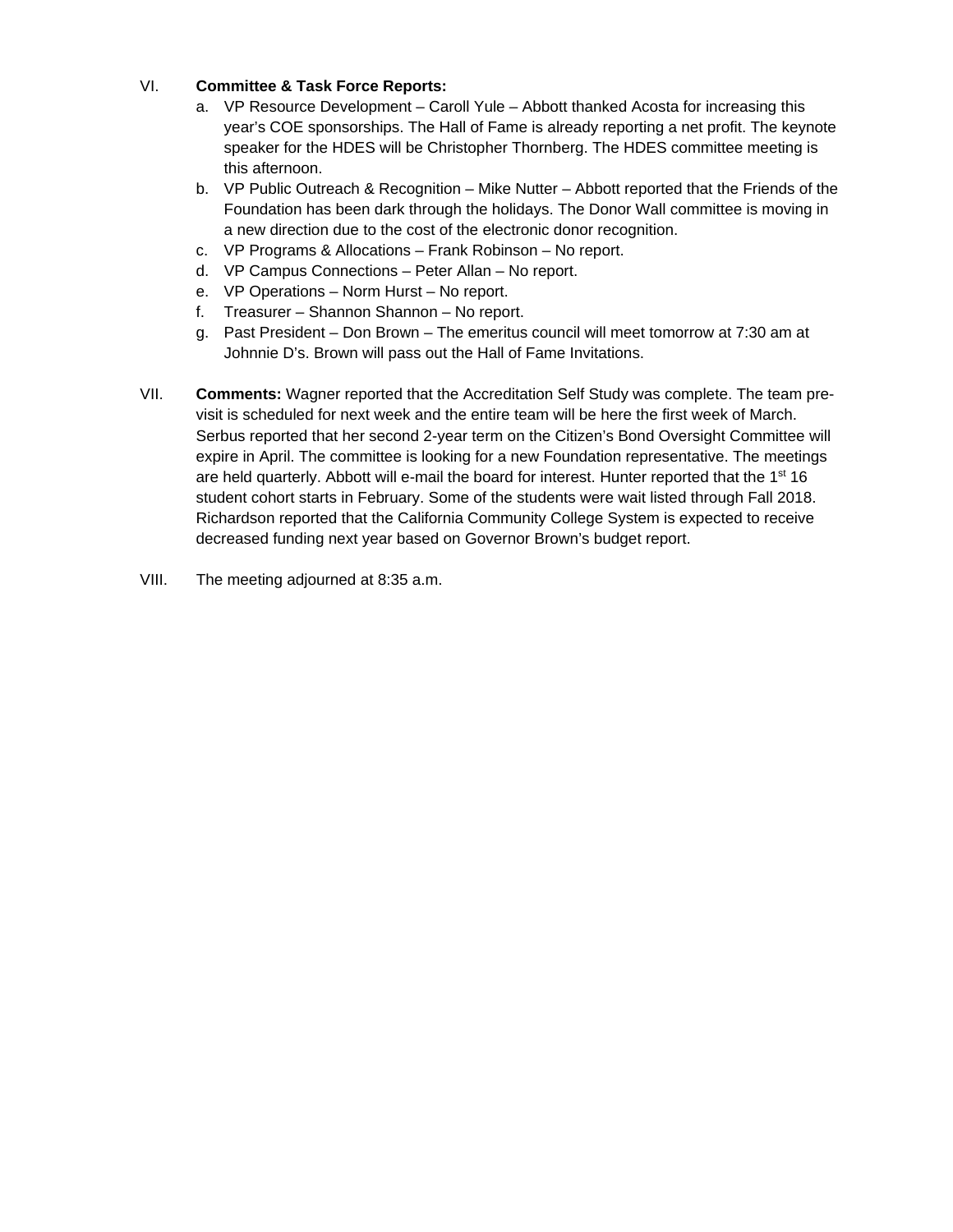VI. **Committee & Task Force Reports:**

a. VP Resource Development – Caroll Yule – Abbott thanked Acosta for increasing this year's COE sponsorships. The Hall of Fame is already reporting a net profit. The keynote speaker for the HDES will be Christopher Thornberg. The HDES committee meeting is this afternoon.
b. VP Public Outreach & Recognition – Mike Nutter – Abbott reported that the Friends of the Foundation has been dark through the holidays. The Donor Wall committee is moving in a new direction due to the cost of the electronic donor recognition.
c. VP Programs & Allocations – Frank Robinson – No report.
d. VP Campus Connections – Peter Allan – No report.
e. VP Operations – Norm Hurst – No report.
f. Treasurer – Shannon Shannon – No report.
g. Past President – Don Brown – The emeritus council will meet tomorrow at 7:30 am at Johnnie D's. Brown will pass out the Hall of Fame Invitations.

VII. **Comments:** Wagner reported that the Accreditation Self Study was complete. The team pre-visit is scheduled for next week and the entire team will be here the first week of March. Serbus reported that her second 2-year term on the Citizen's Bond Oversight Committee will expire in April. The committee is looking for a new Foundation representative. The meetings are held quarterly. Abbott will e-mail the board for interest. Hunter reported that the 1st 16 student cohort starts in February. Some of the students were wait listed through Fall 2018. Richardson reported that the California Community College System is expected to receive decreased funding next year based on Governor Brown's budget report.

VIII. The meeting adjourned at 8:35 a.m.